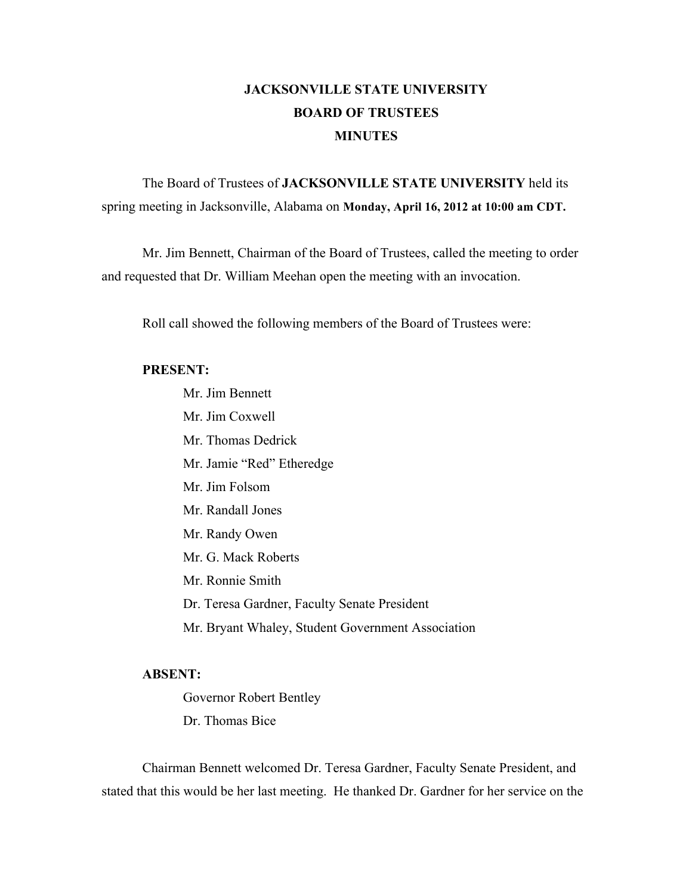# JACKSONVILLE STATE UNIVERSITY
# BOARD OF TRUSTEES
# MINUTES

The Board of Trustees of **JACKSONVILLE STATE UNIVERSITY** held its spring meeting in Jacksonville, Alabama on **Monday, April 16, 2012 at 10:00 am CDT.**

Mr. Jim Bennett, Chairman of the Board of Trustees, called the meeting to order and requested that Dr. William Meehan open the meeting with an invocation.

Roll call showed the following members of the Board of Trustees were:

**PRESENT:**

- Mr. Jim Bennett
- Mr. Jim Coxwell
- Mr. Thomas Dedrick
- Mr. Jamie "Red" Etheredge
- Mr. Jim Folsom
- Mr. Randall Jones
- Mr. Randy Owen
- Mr. G. Mack Roberts
- Mr. Ronnie Smith
- Dr. Teresa Gardner, Faculty Senate President
- Mr. Bryant Whaley, Student Government Association

**ABSENT:**

- Governor Robert Bentley
- Dr. Thomas Bice

Chairman Bennett welcomed Dr. Teresa Gardner, Faculty Senate President, and stated that this would be her last meeting. He thanked Dr. Gardner for her service on the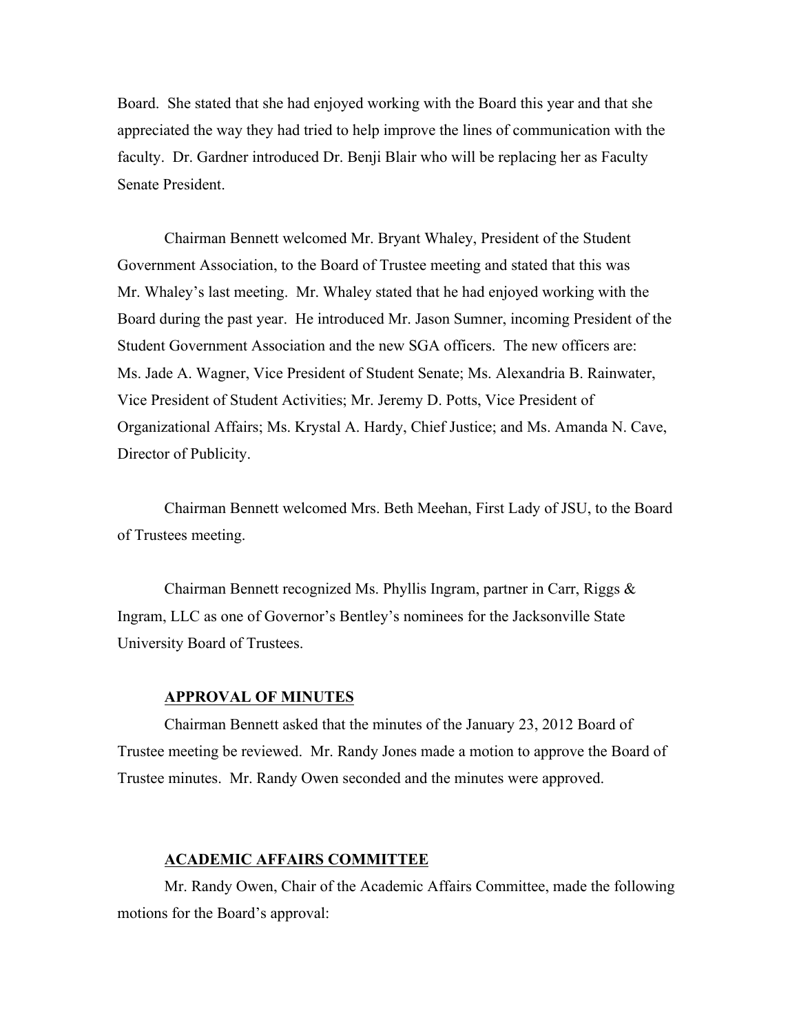Board. She stated that she had enjoyed working with the Board this year and that she appreciated the way they had tried to help improve the lines of communication with the faculty. Dr. Gardner introduced Dr. Benji Blair who will be replacing her as Faculty Senate President.

Chairman Bennett welcomed Mr. Bryant Whaley, President of the Student Government Association, to the Board of Trustee meeting and stated that this was Mr. Whaley's last meeting. Mr. Whaley stated that he had enjoyed working with the Board during the past year. He introduced Mr. Jason Sumner, incoming President of the Student Government Association and the new SGA officers. The new officers are: Ms. Jade A. Wagner, Vice President of Student Senate; Ms. Alexandria B. Rainwater, Vice President of Student Activities; Mr. Jeremy D. Potts, Vice President of Organizational Affairs; Ms. Krystal A. Hardy, Chief Justice; and Ms. Amanda N. Cave, Director of Publicity.

Chairman Bennett welcomed Mrs. Beth Meehan, First Lady of JSU, to the Board of Trustees meeting.

Chairman Bennett recognized Ms. Phyllis Ingram, partner in Carr, Riggs & Ingram, LLC as one of Governor's Bentley's nominees for the Jacksonville State University Board of Trustees.

**APPROVAL OF MINUTES**

Chairman Bennett asked that the minutes of the January 23, 2012 Board of Trustee meeting be reviewed. Mr. Randy Jones made a motion to approve the Board of Trustee minutes. Mr. Randy Owen seconded and the minutes were approved.

**ACADEMIC AFFAIRS COMMITTEE**

Mr. Randy Owen, Chair of the Academic Affairs Committee, made the following motions for the Board's approval: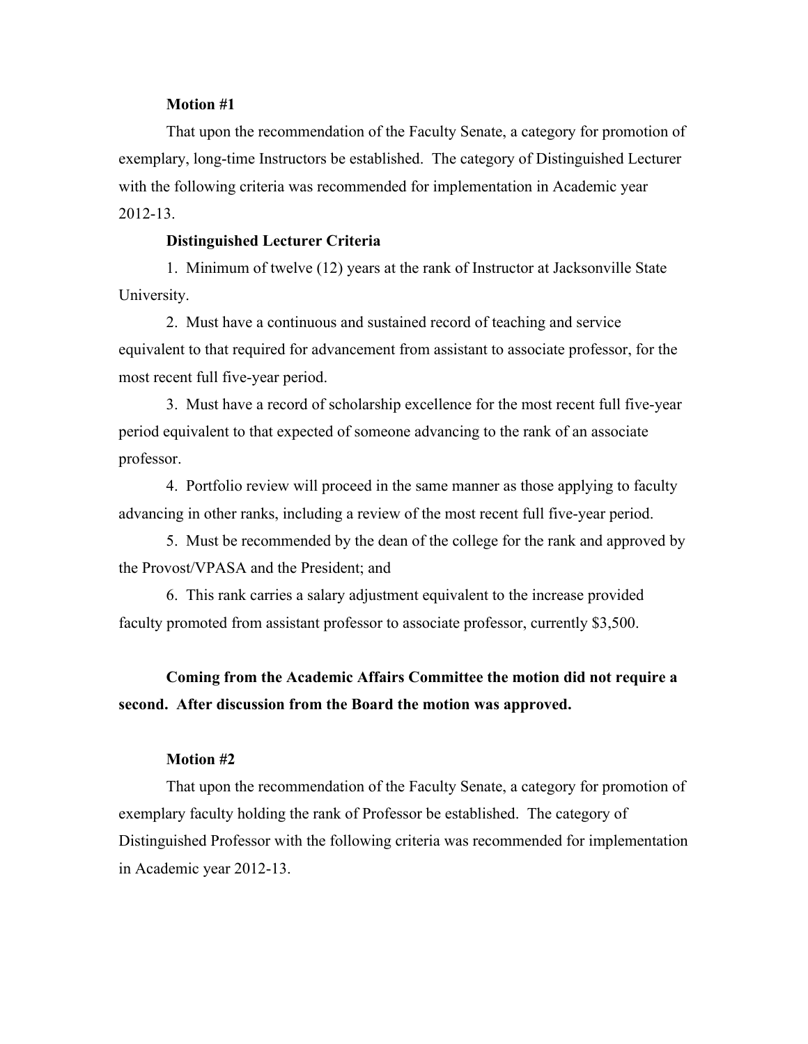**Motion #1**

That upon the recommendation of the Faculty Senate, a category for promotion of exemplary, long-time Instructors be established. The category of Distinguished Lecturer with the following criteria was recommended for implementation in Academic year 2012-13.

**Distinguished Lecturer Criteria**

1. Minimum of twelve (12) years at the rank of Instructor at Jacksonville State University.

2. Must have a continuous and sustained record of teaching and service equivalent to that required for advancement from assistant to associate professor, for the most recent full five-year period.

3. Must have a record of scholarship excellence for the most recent full five-year period equivalent to that expected of someone advancing to the rank of an associate professor.

4. Portfolio review will proceed in the same manner as those applying to faculty advancing in other ranks, including a review of the most recent full five-year period.

5. Must be recommended by the dean of the college for the rank and approved by the Provost/VPASA and the President; and

6. This rank carries a salary adjustment equivalent to the increase provided faculty promoted from assistant professor to associate professor, currently $3,500.

**Coming from the Academic Affairs Committee the motion did not require a second. After discussion from the Board the motion was approved.**

**Motion #2**

That upon the recommendation of the Faculty Senate, a category for promotion of exemplary faculty holding the rank of Professor be established. The category of Distinguished Professor with the following criteria was recommended for implementation in Academic year 2012-13.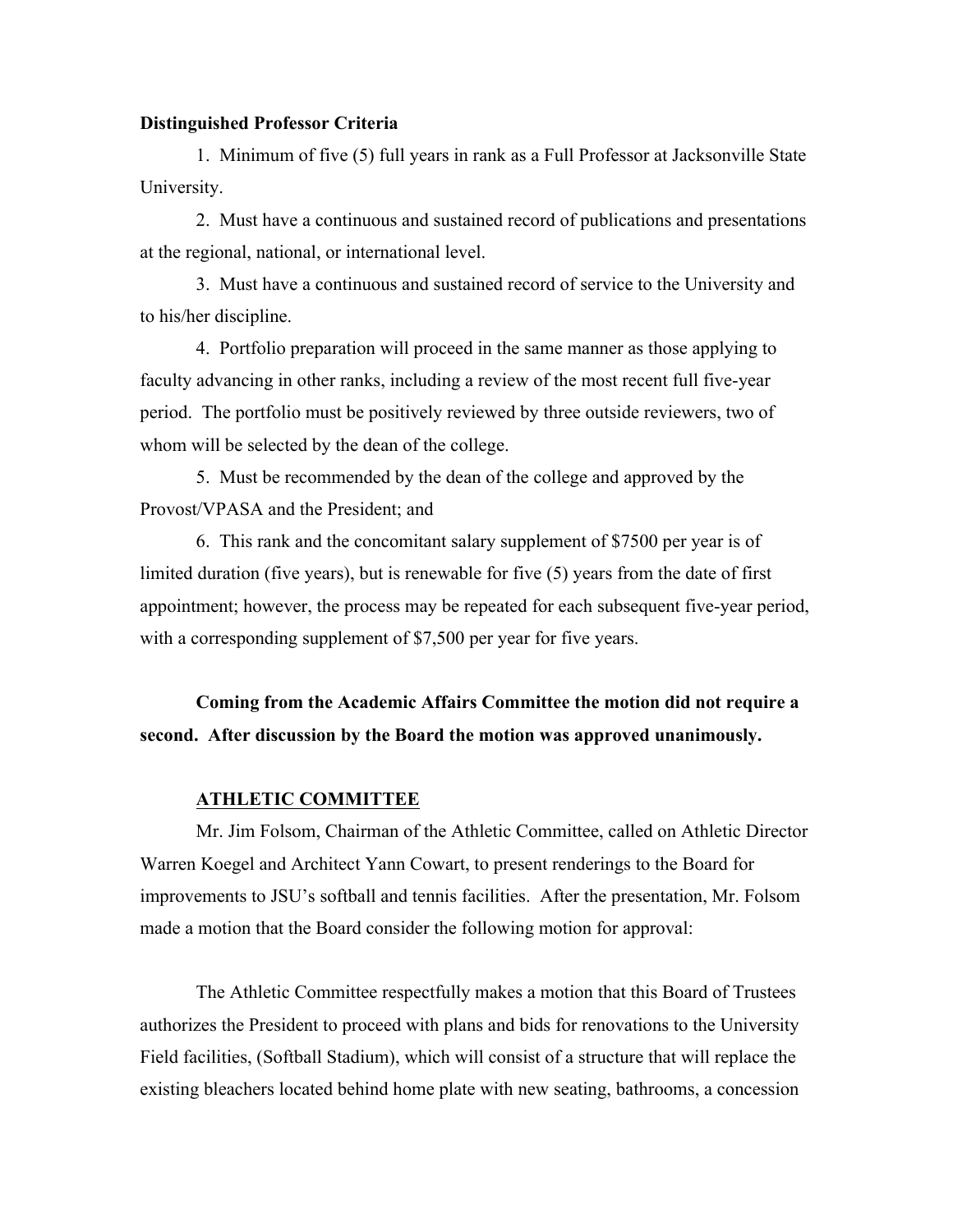**Distinguished Professor Criteria**

1. Minimum of five (5) full years in rank as a Full Professor at Jacksonville State University.

2. Must have a continuous and sustained record of publications and presentations at the regional, national, or international level.

3. Must have a continuous and sustained record of service to the University and to his/her discipline.

4. Portfolio preparation will proceed in the same manner as those applying to faculty advancing in other ranks, including a review of the most recent full five-year period. The portfolio must be positively reviewed by three outside reviewers, two of whom will be selected by the dean of the college.

5. Must be recommended by the dean of the college and approved by the Provost/VPASA and the President; and

6. This rank and the concomitant salary supplement of $7500 per year is of limited duration (five years), but is renewable for five (5) years from the date of first appointment; however, the process may be repeated for each subsequent five-year period, with a corresponding supplement of $7,500 per year for five years.

**Coming from the Academic Affairs Committee the motion did not require a second. After discussion by the Board the motion was approved unanimously.**

**ATHLETIC COMMITTEE**

Mr. Jim Folsom, Chairman of the Athletic Committee, called on Athletic Director Warren Koegel and Architect Yann Cowart, to present renderings to the Board for improvements to JSU's softball and tennis facilities. After the presentation, Mr. Folsom made a motion that the Board consider the following motion for approval:

The Athletic Committee respectfully makes a motion that this Board of Trustees authorizes the President to proceed with plans and bids for renovations to the University Field facilities, (Softball Stadium), which will consist of a structure that will replace the existing bleachers located behind home plate with new seating, bathrooms, a concession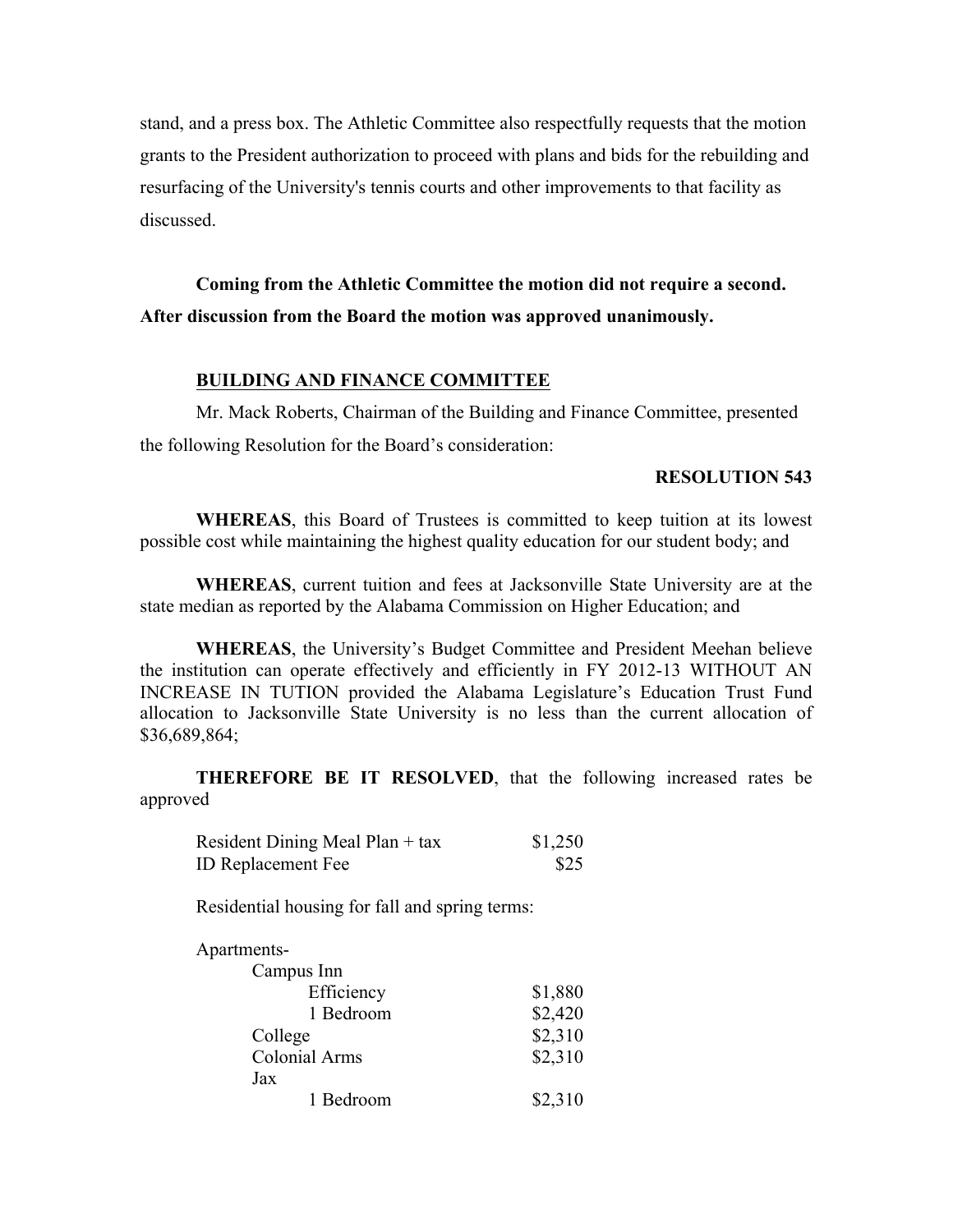stand, and a press box. The Athletic Committee also respectfully requests that the motion grants to the President authorization to proceed with plans and bids for the rebuilding and resurfacing of the University's tennis courts and other improvements to that facility as discussed.

**Coming from the Athletic Committee the motion did not require a second. After discussion from the Board the motion was approved unanimously.**

**BUILDING AND FINANCE COMMITTEE**

Mr. Mack Roberts, Chairman of the Building and Finance Committee, presented the following Resolution for the Board's consideration:

**RESOLUTION 543**

**WHEREAS**, this Board of Trustees is committed to keep tuition at its lowest possible cost while maintaining the highest quality education for our student body; and

**WHEREAS**, current tuition and fees at Jacksonville State University are at the state median as reported by the Alabama Commission on Higher Education; and

**WHEREAS**, the University's Budget Committee and President Meehan believe the institution can operate effectively and efficiently in FY 2012-13 WITHOUT AN INCREASE IN TUTION provided the Alabama Legislature's Education Trust Fund allocation to Jacksonville State University is no less than the current allocation of $36,689,864;

**THEREFORE BE IT RESOLVED**, that the following increased rates be approved

| | |
|---|---|
| Resident Dining Meal Plan + tax | $1,250 |
| ID Replacement Fee | $25 |

Residential housing for fall and spring terms:

| | |
|---|---|
| Apartments- | |
| Campus Inn | |
| Efficiency | $1,880 |
| 1 Bedroom | $2,420 |
| College | $2,310 |
| Colonial Arms | $2,310 |
| Jax | |
| 1 Bedroom | $2,310 |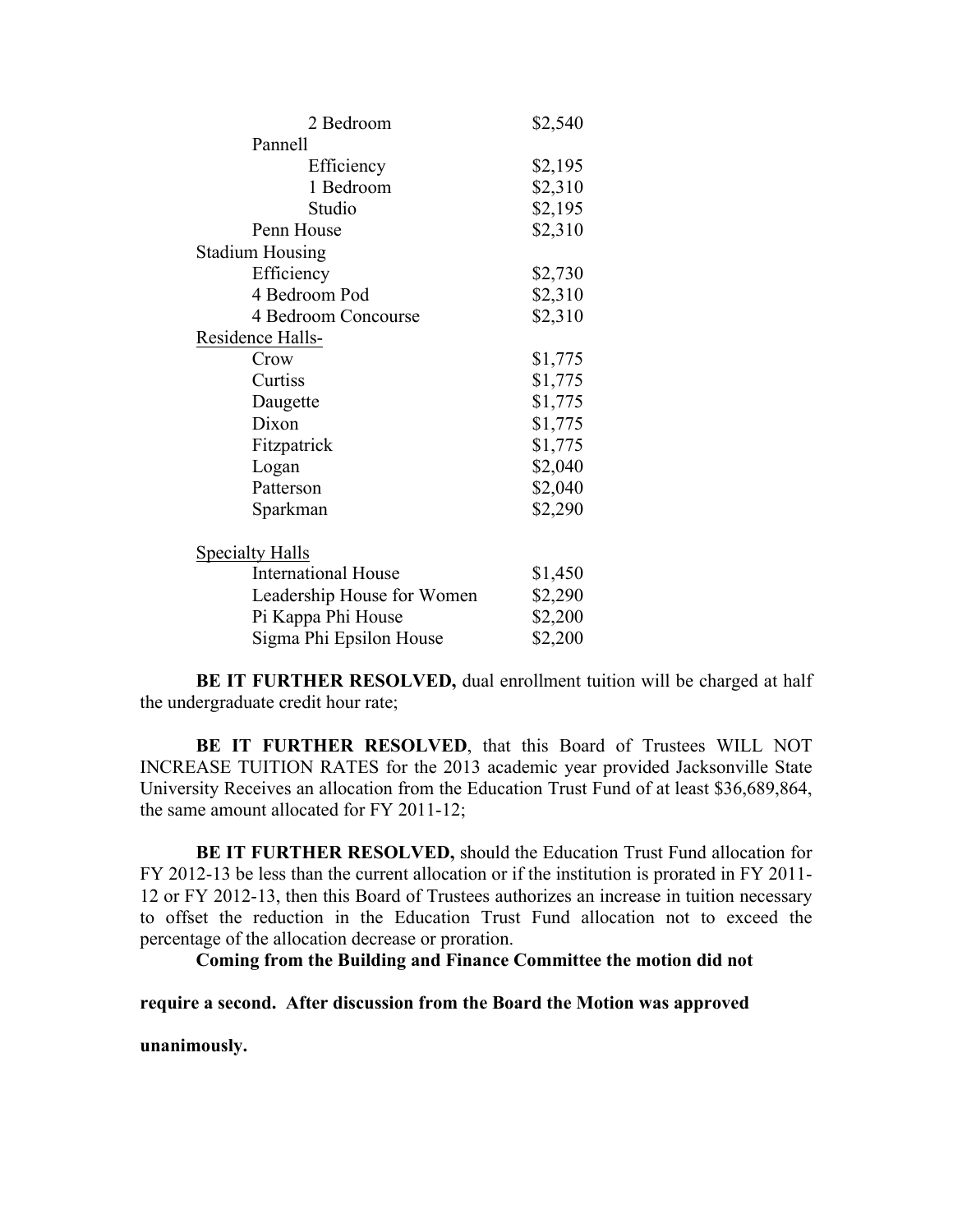| | |
|---|---|
| 2 Bedroom | $2,540 |
| Pannell | |
| Efficiency | $2,195 |
| 1 Bedroom | $2,310 |
| Studio | $2,195 |
| Penn House | $2,310 |
| Stadium Housing | |
| Efficiency | $2,730 |
| 4 Bedroom Pod | $2,310 |
| 4 Bedroom Concourse | $2,310 |
| Residence Halls- | |
| Crow | $1,775 |
| Curtiss | $1,775 |
| Daugette | $1,775 |
| Dixon | $1,775 |
| Fitzpatrick | $1,775 |
| Logan | $2,040 |
| Patterson | $2,040 |
| Sparkman | $2,290 |
| Specialty Halls | |
| International House | $1,450 |
| Leadership House for Women | $2,290 |
| Pi Kappa Phi House | $2,200 |
| Sigma Phi Epsilon House | $2,200 |

**BE IT FURTHER RESOLVED,** dual enrollment tuition will be charged at half the undergraduate credit hour rate;

**BE IT FURTHER RESOLVED**, that this Board of Trustees WILL NOT INCREASE TUITION RATES for the 2013 academic year provided Jacksonville State University Receives an allocation from the Education Trust Fund of at least $36,689,864, the same amount allocated for FY 2011-12;

**BE IT FURTHER RESOLVED,** should the Education Trust Fund allocation for FY 2012-13 be less than the current allocation or if the institution is prorated in FY 2011-12 or FY 2012-13, then this Board of Trustees authorizes an increase in tuition necessary to offset the reduction in the Education Trust Fund allocation not to exceed the percentage of the allocation decrease or proration.

**Coming from the Building and Finance Committee the motion did not require a second. After discussion from the Board the Motion was approved unanimously.**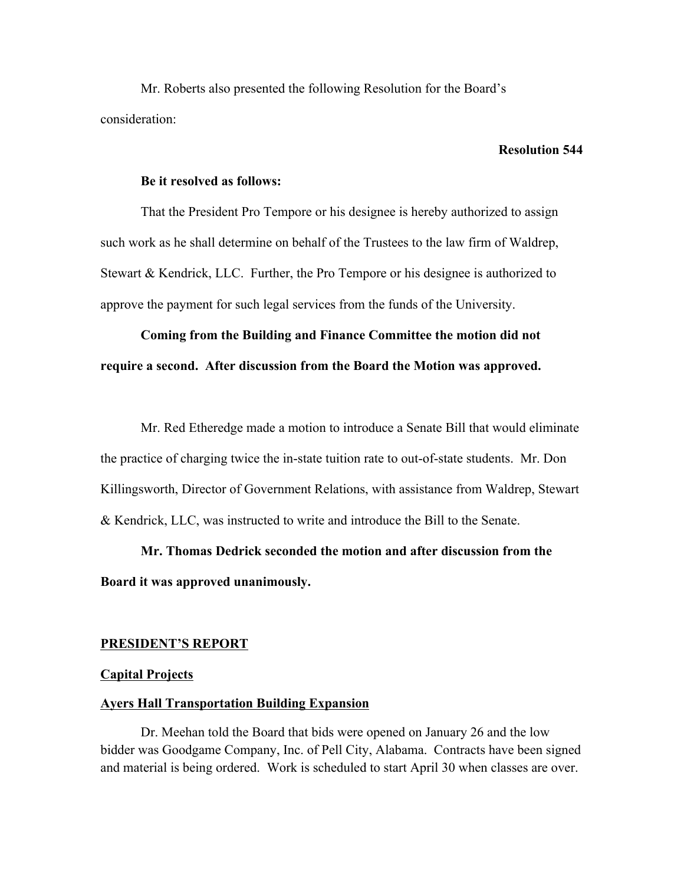Mr. Roberts also presented the following Resolution for the Board's consideration:

**Resolution 544**

**Be it resolved as follows:**

That the President Pro Tempore or his designee is hereby authorized to assign such work as he shall determine on behalf of the Trustees to the law firm of Waldrep, Stewart & Kendrick, LLC. Further, the Pro Tempore or his designee is authorized to approve the payment for such legal services from the funds of the University.

**Coming from the Building and Finance Committee the motion did not require a second. After discussion from the Board the Motion was approved.**

Mr. Red Etheredge made a motion to introduce a Senate Bill that would eliminate the practice of charging twice the in-state tuition rate to out-of-state students. Mr. Don Killingsworth, Director of Government Relations, with assistance from Waldrep, Stewart & Kendrick, LLC, was instructed to write and introduce the Bill to the Senate.

**Mr. Thomas Dedrick seconded the motion and after discussion from the Board it was approved unanimously.**

## PRESIDENT'S REPORT

### Capital Projects

### Ayers Hall Transportation Building Expansion

Dr. Meehan told the Board that bids were opened on January 26 and the low bidder was Goodgame Company, Inc. of Pell City, Alabama. Contracts have been signed and material is being ordered. Work is scheduled to start April 30 when classes are over.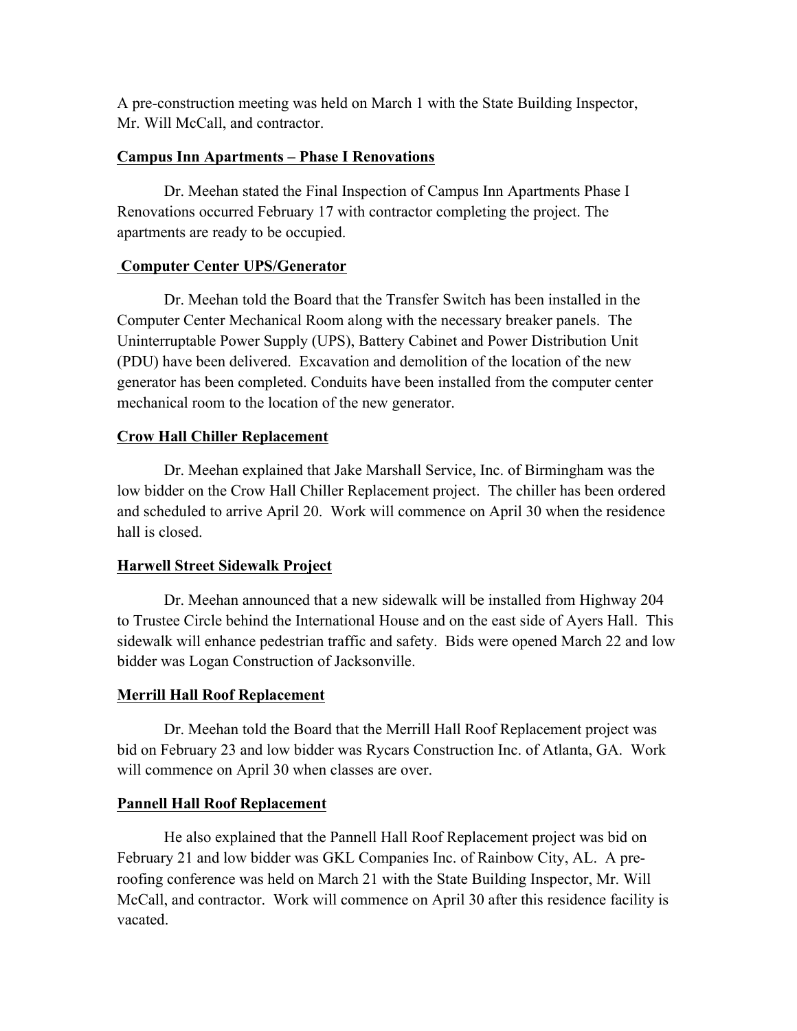A pre-construction meeting was held on March 1 with the State Building Inspector, Mr. Will McCall, and contractor.

**Campus Inn Apartments – Phase I Renovations**

Dr. Meehan stated the Final Inspection of Campus Inn Apartments Phase I Renovations occurred February 17 with contractor completing the project. The apartments are ready to be occupied.

**Computer Center UPS/Generator**

Dr. Meehan told the Board that the Transfer Switch has been installed in the Computer Center Mechanical Room along with the necessary breaker panels. The Uninterruptable Power Supply (UPS), Battery Cabinet and Power Distribution Unit (PDU) have been delivered. Excavation and demolition of the location of the new generator has been completed. Conduits have been installed from the computer center mechanical room to the location of the new generator.

**Crow Hall Chiller Replacement**

Dr. Meehan explained that Jake Marshall Service, Inc. of Birmingham was the low bidder on the Crow Hall Chiller Replacement project. The chiller has been ordered and scheduled to arrive April 20. Work will commence on April 30 when the residence hall is closed.

**Harwell Street Sidewalk Project**

Dr. Meehan announced that a new sidewalk will be installed from Highway 204 to Trustee Circle behind the International House and on the east side of Ayers Hall. This sidewalk will enhance pedestrian traffic and safety. Bids were opened March 22 and low bidder was Logan Construction of Jacksonville.

**Merrill Hall Roof Replacement**

Dr. Meehan told the Board that the Merrill Hall Roof Replacement project was bid on February 23 and low bidder was Rycars Construction Inc. of Atlanta, GA. Work will commence on April 30 when classes are over.

**Pannell Hall Roof Replacement**

He also explained that the Pannell Hall Roof Replacement project was bid on February 21 and low bidder was GKL Companies Inc. of Rainbow City, AL. A pre-roofing conference was held on March 21 with the State Building Inspector, Mr. Will McCall, and contractor. Work will commence on April 30 after this residence facility is vacated.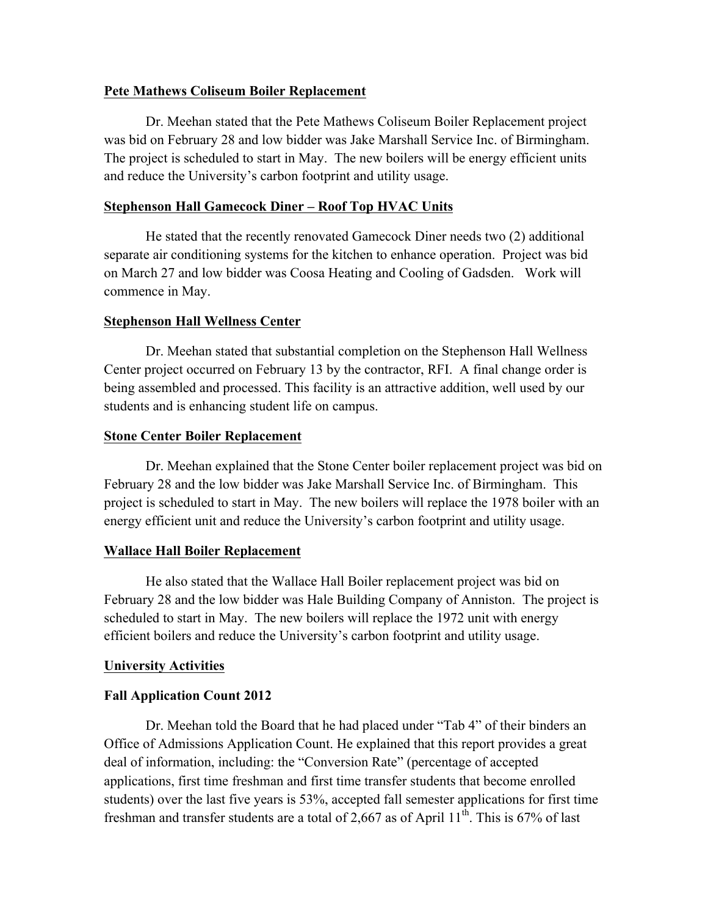**Pete Mathews Coliseum Boiler Replacement**

Dr. Meehan stated that the Pete Mathews Coliseum Boiler Replacement project was bid on February 28 and low bidder was Jake Marshall Service Inc. of Birmingham. The project is scheduled to start in May. The new boilers will be energy efficient units and reduce the University's carbon footprint and utility usage.

**Stephenson Hall Gamecock Diner – Roof Top HVAC Units**

He stated that the recently renovated Gamecock Diner needs two (2) additional separate air conditioning systems for the kitchen to enhance operation. Project was bid on March 27 and low bidder was Coosa Heating and Cooling of Gadsden. Work will commence in May.

**Stephenson Hall Wellness Center**

Dr. Meehan stated that substantial completion on the Stephenson Hall Wellness Center project occurred on February 13 by the contractor, RFI. A final change order is being assembled and processed. This facility is an attractive addition, well used by our students and is enhancing student life on campus.

**Stone Center Boiler Replacement**

Dr. Meehan explained that the Stone Center boiler replacement project was bid on February 28 and the low bidder was Jake Marshall Service Inc. of Birmingham. This project is scheduled to start in May. The new boilers will replace the 1978 boiler with an energy efficient unit and reduce the University's carbon footprint and utility usage.

**Wallace Hall Boiler Replacement**

He also stated that the Wallace Hall Boiler replacement project was bid on February 28 and the low bidder was Hale Building Company of Anniston. The project is scheduled to start in May. The new boilers will replace the 1972 unit with energy efficient boilers and reduce the University's carbon footprint and utility usage.

**University Activities**

**Fall Application Count 2012**

Dr. Meehan told the Board that he had placed under "Tab 4" of their binders an Office of Admissions Application Count. He explained that this report provides a great deal of information, including: the "Conversion Rate" (percentage of accepted applications, first time freshman and first time transfer students that become enrolled students) over the last five years is 53%, accepted fall semester applications for first time freshman and transfer students are a total of 2,667 as of April 11th. This is 67% of last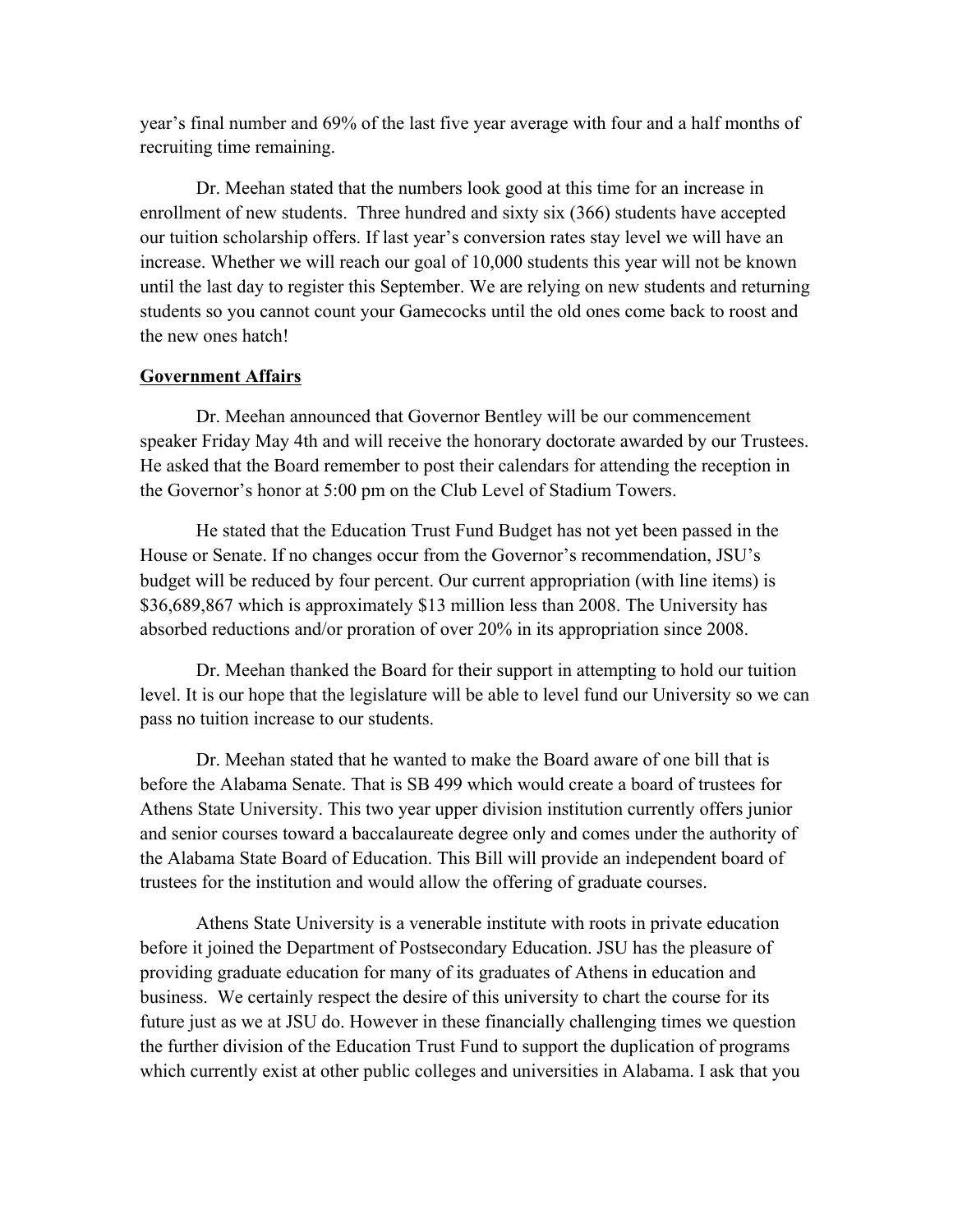year's final number and 69% of the last five year average with four and a half months of recruiting time remaining.

Dr. Meehan stated that the numbers look good at this time for an increase in enrollment of new students. Three hundred and sixty six (366) students have accepted our tuition scholarship offers. If last year's conversion rates stay level we will have an increase. Whether we will reach our goal of 10,000 students this year will not be known until the last day to register this September. We are relying on new students and returning students so you cannot count your Gamecocks until the old ones come back to roost and the new ones hatch!

**Government Affairs**

Dr. Meehan announced that Governor Bentley will be our commencement speaker Friday May 4th and will receive the honorary doctorate awarded by our Trustees. He asked that the Board remember to post their calendars for attending the reception in the Governor's honor at 5:00 pm on the Club Level of Stadium Towers.

He stated that the Education Trust Fund Budget has not yet been passed in the House or Senate. If no changes occur from the Governor's recommendation, JSU's budget will be reduced by four percent. Our current appropriation (with line items) is $36,689,867 which is approximately $13 million less than 2008. The University has absorbed reductions and/or proration of over 20% in its appropriation since 2008.

Dr. Meehan thanked the Board for their support in attempting to hold our tuition level. It is our hope that the legislature will be able to level fund our University so we can pass no tuition increase to our students.

Dr. Meehan stated that he wanted to make the Board aware of one bill that is before the Alabama Senate. That is SB 499 which would create a board of trustees for Athens State University. This two year upper division institution currently offers junior and senior courses toward a baccalaureate degree only and comes under the authority of the Alabama State Board of Education. This Bill will provide an independent board of trustees for the institution and would allow the offering of graduate courses.

Athens State University is a venerable institute with roots in private education before it joined the Department of Postsecondary Education. JSU has the pleasure of providing graduate education for many of its graduates of Athens in education and business. We certainly respect the desire of this university to chart the course for its future just as we at JSU do. However in these financially challenging times we question the further division of the Education Trust Fund to support the duplication of programs which currently exist at other public colleges and universities in Alabama. I ask that you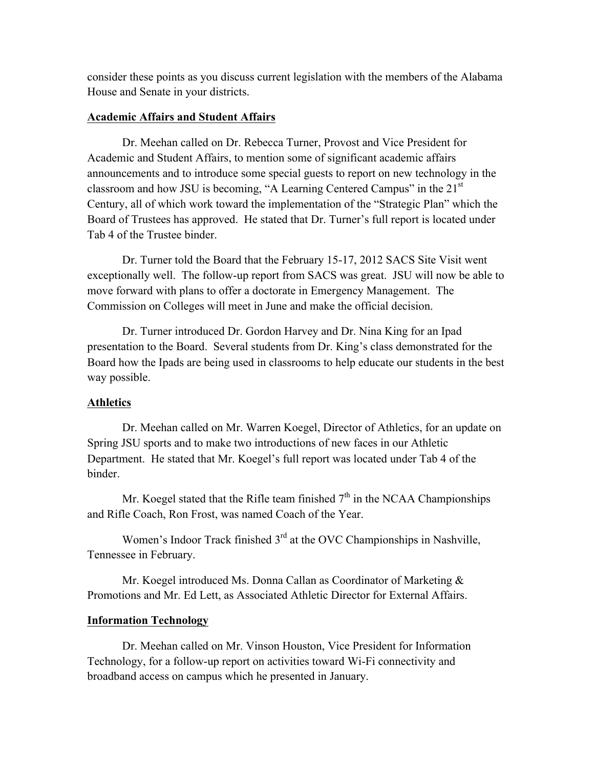consider these points as you discuss current legislation with the members of the Alabama House and Senate in your districts.

**Academic Affairs and Student Affairs**

Dr. Meehan called on Dr. Rebecca Turner, Provost and Vice President for Academic and Student Affairs, to mention some of significant academic affairs announcements and to introduce some special guests to report on new technology in the classroom and how JSU is becoming, "A Learning Centered Campus" in the 21st Century, all of which work toward the implementation of the "Strategic Plan" which the Board of Trustees has approved. He stated that Dr. Turner's full report is located under Tab 4 of the Trustee binder.

Dr. Turner told the Board that the February 15-17, 2012 SACS Site Visit went exceptionally well. The follow-up report from SACS was great. JSU will now be able to move forward with plans to offer a doctorate in Emergency Management. The Commission on Colleges will meet in June and make the official decision.

Dr. Turner introduced Dr. Gordon Harvey and Dr. Nina King for an Ipad presentation to the Board. Several students from Dr. King's class demonstrated for the Board how the Ipads are being used in classrooms to help educate our students in the best way possible.

**Athletics**

Dr. Meehan called on Mr. Warren Koegel, Director of Athletics, for an update on Spring JSU sports and to make two introductions of new faces in our Athletic Department. He stated that Mr. Koegel's full report was located under Tab 4 of the binder.

Mr. Koegel stated that the Rifle team finished 7th in the NCAA Championships and Rifle Coach, Ron Frost, was named Coach of the Year.

Women's Indoor Track finished 3rd at the OVC Championships in Nashville, Tennessee in February.

Mr. Koegel introduced Ms. Donna Callan as Coordinator of Marketing & Promotions and Mr. Ed Lett, as Associated Athletic Director for External Affairs.

**Information Technology**

Dr. Meehan called on Mr. Vinson Houston, Vice President for Information Technology, for a follow-up report on activities toward Wi-Fi connectivity and broadband access on campus which he presented in January.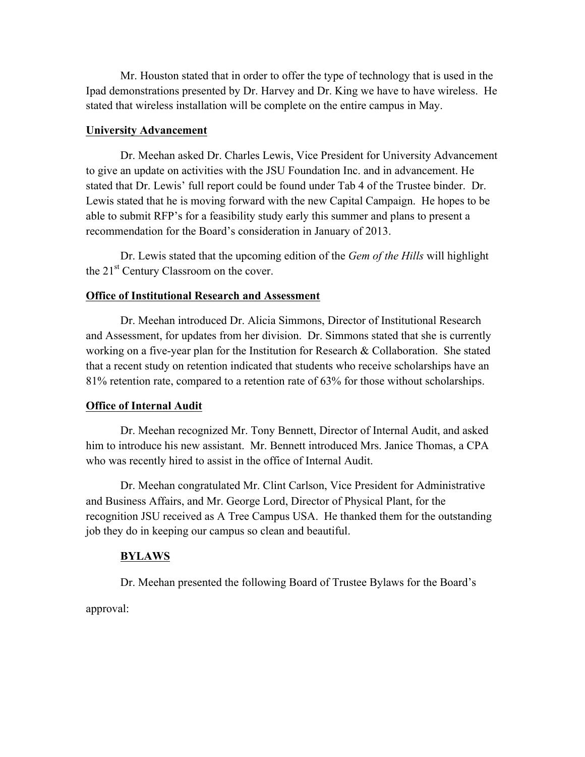Mr. Houston stated that in order to offer the type of technology that is used in the Ipad demonstrations presented by Dr. Harvey and Dr. King we have to have wireless. He stated that wireless installation will be complete on the entire campus in May.

**University Advancement**

Dr. Meehan asked Dr. Charles Lewis, Vice President for University Advancement to give an update on activities with the JSU Foundation Inc. and in advancement. He stated that Dr. Lewis' full report could be found under Tab 4 of the Trustee binder. Dr. Lewis stated that he is moving forward with the new Capital Campaign. He hopes to be able to submit RFP's for a feasibility study early this summer and plans to present a recommendation for the Board's consideration in January of 2013.

Dr. Lewis stated that the upcoming edition of the *Gem of the Hills* will highlight the 21st Century Classroom on the cover.

**Office of Institutional Research and Assessment**

Dr. Meehan introduced Dr. Alicia Simmons, Director of Institutional Research and Assessment, for updates from her division. Dr. Simmons stated that she is currently working on a five-year plan for the Institution for Research & Collaboration. She stated that a recent study on retention indicated that students who receive scholarships have an 81% retention rate, compared to a retention rate of 63% for those without scholarships.

**Office of Internal Audit**

Dr. Meehan recognized Mr. Tony Bennett, Director of Internal Audit, and asked him to introduce his new assistant. Mr. Bennett introduced Mrs. Janice Thomas, a CPA who was recently hired to assist in the office of Internal Audit.

Dr. Meehan congratulated Mr. Clint Carlson, Vice President for Administrative and Business Affairs, and Mr. George Lord, Director of Physical Plant, for the recognition JSU received as A Tree Campus USA. He thanked them for the outstanding job they do in keeping our campus so clean and beautiful.

**BYLAWS**

Dr. Meehan presented the following Board of Trustee Bylaws for the Board's approval: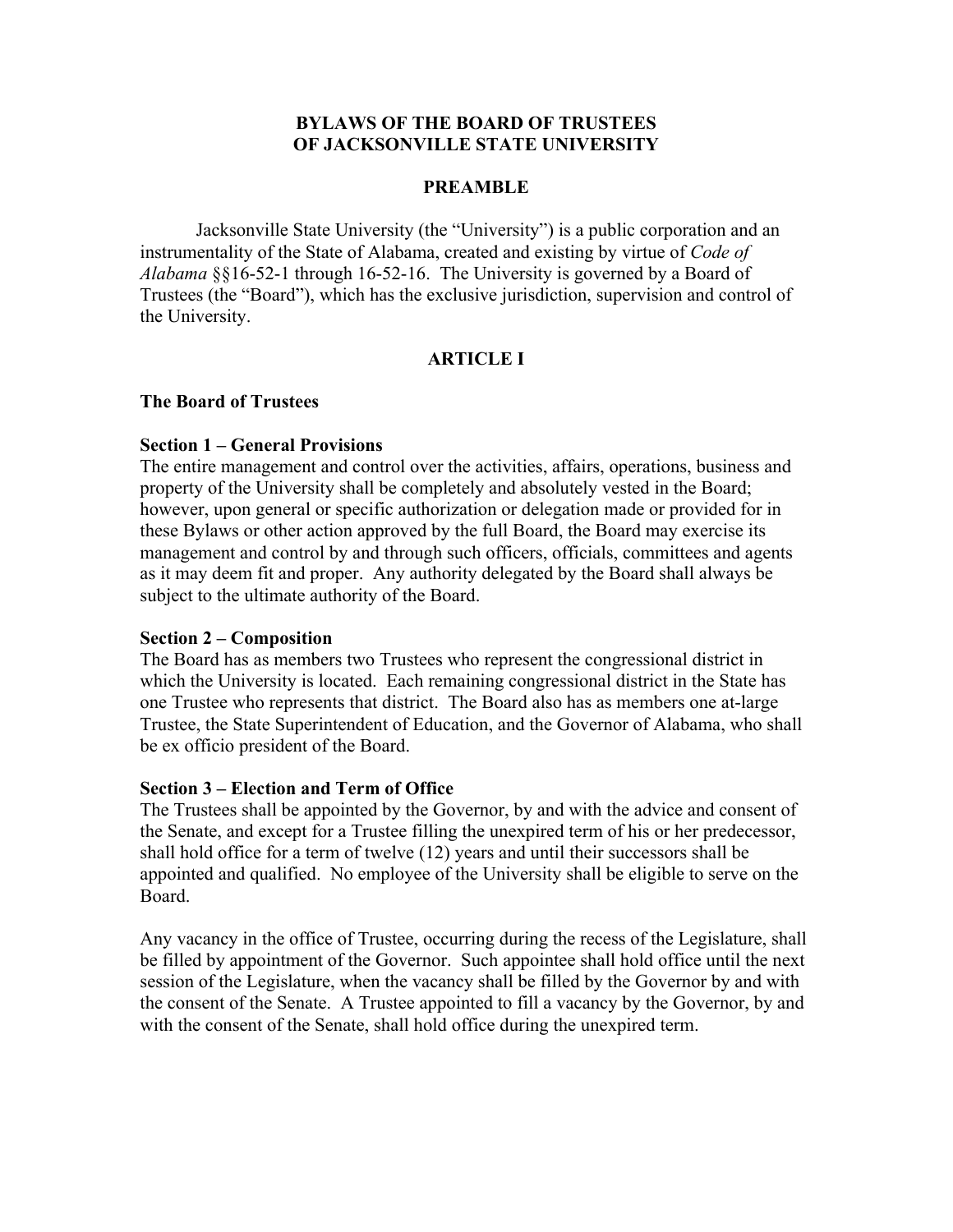# BYLAWS OF THE BOARD OF TRUSTEES OF JACKSONVILLE STATE UNIVERSITY

## PREAMBLE

Jacksonville State University (the "University") is a public corporation and an instrumentality of the State of Alabama, created and existing by virtue of *Code of Alabama* §§16-52-1 through 16-52-16. The University is governed by a Board of Trustees (the "Board"), which has the exclusive jurisdiction, supervision and control of the University.

## ARTICLE I

### The Board of Trustees

**Section 1 – General Provisions**

The entire management and control over the activities, affairs, operations, business and property of the University shall be completely and absolutely vested in the Board; however, upon general or specific authorization or delegation made or provided for in these Bylaws or other action approved by the full Board, the Board may exercise its management and control by and through such officers, officials, committees and agents as it may deem fit and proper. Any authority delegated by the Board shall always be subject to the ultimate authority of the Board.

**Section 2 – Composition**

The Board has as members two Trustees who represent the congressional district in which the University is located. Each remaining congressional district in the State has one Trustee who represents that district. The Board also has as members one at-large Trustee, the State Superintendent of Education, and the Governor of Alabama, who shall be ex officio president of the Board.

**Section 3 – Election and Term of Office**

The Trustees shall be appointed by the Governor, by and with the advice and consent of the Senate, and except for a Trustee filling the unexpired term of his or her predecessor, shall hold office for a term of twelve (12) years and until their successors shall be appointed and qualified. No employee of the University shall be eligible to serve on the Board.

Any vacancy in the office of Trustee, occurring during the recess of the Legislature, shall be filled by appointment of the Governor. Such appointee shall hold office until the next session of the Legislature, when the vacancy shall be filled by the Governor by and with the consent of the Senate. A Trustee appointed to fill a vacancy by the Governor, by and with the consent of the Senate, shall hold office during the unexpired term.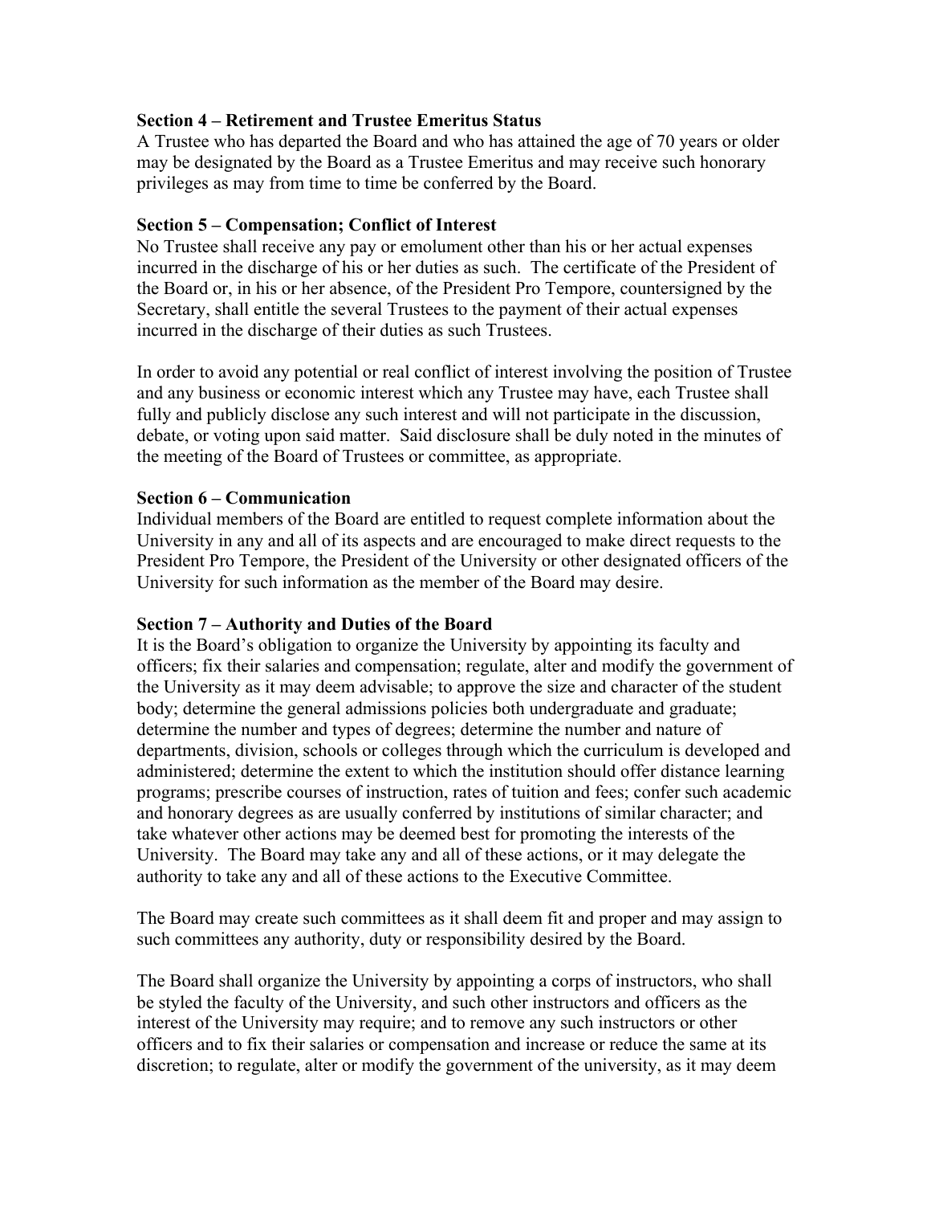**Section 4 – Retirement and Trustee Emeritus Status**
A Trustee who has departed the Board and who has attained the age of 70 years or older may be designated by the Board as a Trustee Emeritus and may receive such honorary privileges as may from time to time be conferred by the Board.

**Section 5 – Compensation; Conflict of Interest**
No Trustee shall receive any pay or emolument other than his or her actual expenses incurred in the discharge of his or her duties as such. The certificate of the President of the Board or, in his or her absence, of the President Pro Tempore, countersigned by the Secretary, shall entitle the several Trustees to the payment of their actual expenses incurred in the discharge of their duties as such Trustees.

In order to avoid any potential or real conflict of interest involving the position of Trustee and any business or economic interest which any Trustee may have, each Trustee shall fully and publicly disclose any such interest and will not participate in the discussion, debate, or voting upon said matter. Said disclosure shall be duly noted in the minutes of the meeting of the Board of Trustees or committee, as appropriate.

**Section 6 – Communication**
Individual members of the Board are entitled to request complete information about the University in any and all of its aspects and are encouraged to make direct requests to the President Pro Tempore, the President of the University or other designated officers of the University for such information as the member of the Board may desire.

**Section 7 – Authority and Duties of the Board**
It is the Board's obligation to organize the University by appointing its faculty and officers; fix their salaries and compensation; regulate, alter and modify the government of the University as it may deem advisable; to approve the size and character of the student body; determine the general admissions policies both undergraduate and graduate; determine the number and types of degrees; determine the number and nature of departments, division, schools or colleges through which the curriculum is developed and administered; determine the extent to which the institution should offer distance learning programs; prescribe courses of instruction, rates of tuition and fees; confer such academic and honorary degrees as are usually conferred by institutions of similar character; and take whatever other actions may be deemed best for promoting the interests of the University. The Board may take any and all of these actions, or it may delegate the authority to take any and all of these actions to the Executive Committee.

The Board may create such committees as it shall deem fit and proper and may assign to such committees any authority, duty or responsibility desired by the Board.

The Board shall organize the University by appointing a corps of instructors, who shall be styled the faculty of the University, and such other instructors and officers as the interest of the University may require; and to remove any such instructors or other officers and to fix their salaries or compensation and increase or reduce the same at its discretion; to regulate, alter or modify the government of the university, as it may deem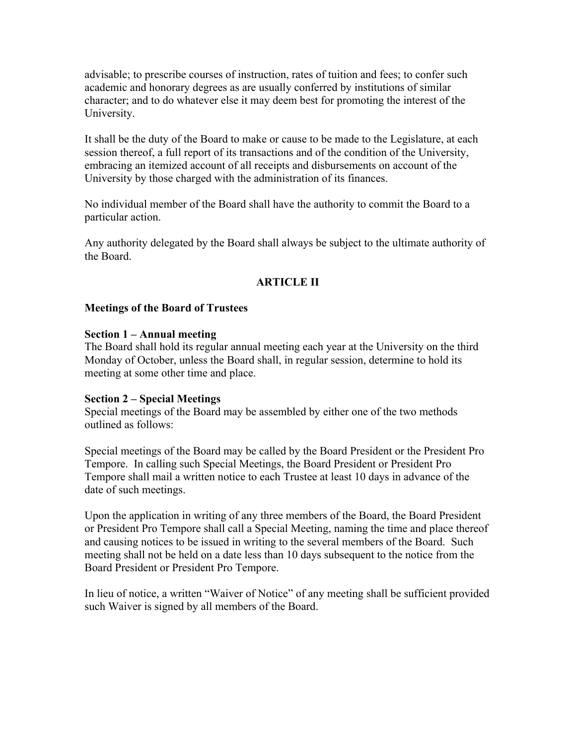advisable; to prescribe courses of instruction, rates of tuition and fees; to confer such academic and honorary degrees as are usually conferred by institutions of similar character; and to do whatever else it may deem best for promoting the interest of the University.

It shall be the duty of the Board to make or cause to be made to the Legislature, at each session thereof, a full report of its transactions and of the condition of the University, embracing an itemized account of all receipts and disbursements on account of the University by those charged with the administration of its finances.

No individual member of the Board shall have the authority to commit the Board to a particular action.

Any authority delegated by the Board shall always be subject to the ultimate authority of the Board.

## ARTICLE II

### Meetings of the Board of Trustees

**Section 1 – Annual meeting**
The Board shall hold its regular annual meeting each year at the University on the third Monday of October, unless the Board shall, in regular session, determine to hold its meeting at some other time and place.

**Section 2 – Special Meetings**
Special meetings of the Board may be assembled by either one of the two methods outlined as follows:

Special meetings of the Board may be called by the Board President or the President Pro Tempore. In calling such Special Meetings, the Board President or President Pro Tempore shall mail a written notice to each Trustee at least 10 days in advance of the date of such meetings.

Upon the application in writing of any three members of the Board, the Board President or President Pro Tempore shall call a Special Meeting, naming the time and place thereof and causing notices to be issued in writing to the several members of the Board. Such meeting shall not be held on a date less than 10 days subsequent to the notice from the Board President or President Pro Tempore.

In lieu of notice, a written "Waiver of Notice" of any meeting shall be sufficient provided such Waiver is signed by all members of the Board.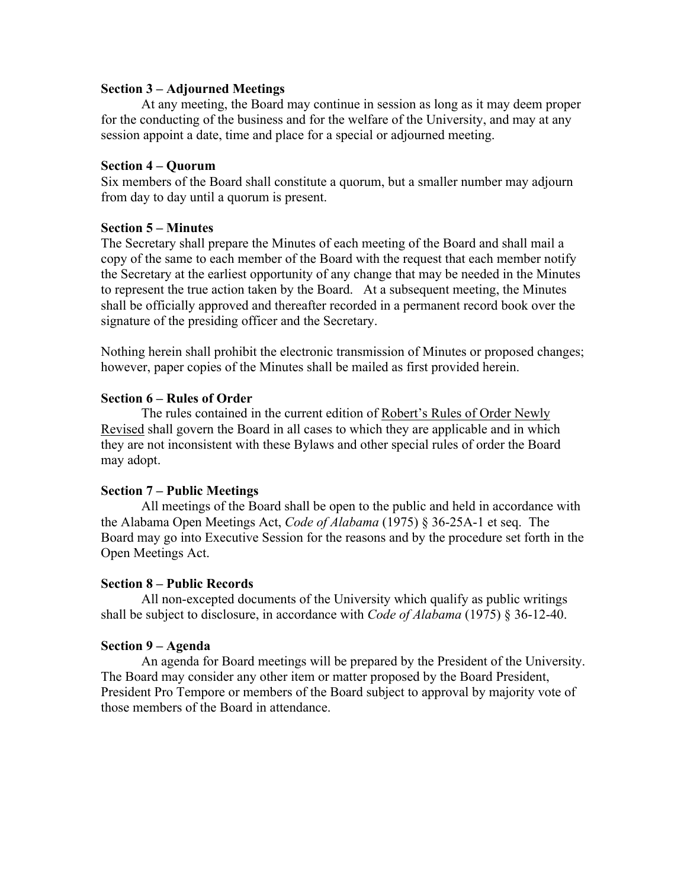**Section 3 – Adjourned Meetings**

At any meeting, the Board may continue in session as long as it may deem proper for the conducting of the business and for the welfare of the University, and may at any session appoint a date, time and place for a special or adjourned meeting.

**Section 4 – Quorum**

Six members of the Board shall constitute a quorum, but a smaller number may adjourn from day to day until a quorum is present.

**Section 5 – Minutes**

The Secretary shall prepare the Minutes of each meeting of the Board and shall mail a copy of the same to each member of the Board with the request that each member notify the Secretary at the earliest opportunity of any change that may be needed in the Minutes to represent the true action taken by the Board. At a subsequent meeting, the Minutes shall be officially approved and thereafter recorded in a permanent record book over the signature of the presiding officer and the Secretary.

Nothing herein shall prohibit the electronic transmission of Minutes or proposed changes; however, paper copies of the Minutes shall be mailed as first provided herein.

**Section 6 – Rules of Order**

The rules contained in the current edition of Robert's Rules of Order Newly Revised shall govern the Board in all cases to which they are applicable and in which they are not inconsistent with these Bylaws and other special rules of order the Board may adopt.

**Section 7 – Public Meetings**

All meetings of the Board shall be open to the public and held in accordance with the Alabama Open Meetings Act, *Code of Alabama* (1975) § 36-25A-1 et seq. The Board may go into Executive Session for the reasons and by the procedure set forth in the Open Meetings Act.

**Section 8 – Public Records**

All non-excepted documents of the University which qualify as public writings shall be subject to disclosure, in accordance with *Code of Alabama* (1975) § 36-12-40.

**Section 9 – Agenda**

An agenda for Board meetings will be prepared by the President of the University. The Board may consider any other item or matter proposed by the Board President, President Pro Tempore or members of the Board subject to approval by majority vote of those members of the Board in attendance.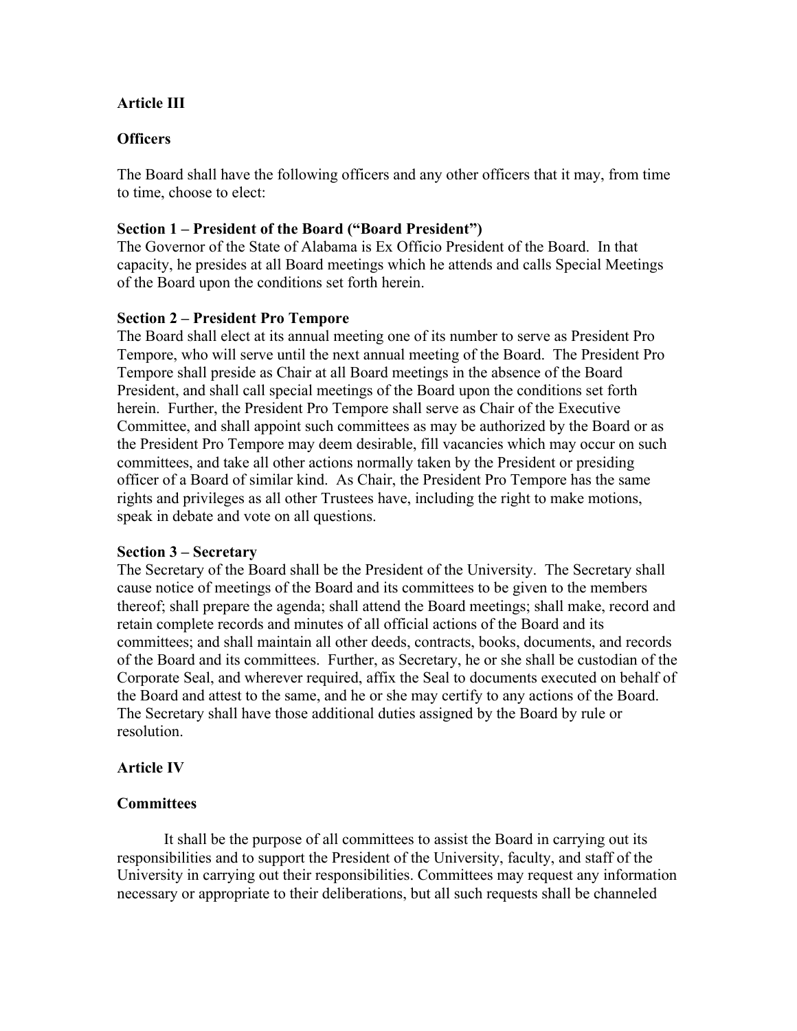## Article III

## Officers

The Board shall have the following officers and any other officers that it may, from time to time, choose to elect:

**Section 1 – President of the Board ("Board President")**
The Governor of the State of Alabama is Ex Officio President of the Board. In that capacity, he presides at all Board meetings which he attends and calls Special Meetings of the Board upon the conditions set forth herein.

**Section 2 – President Pro Tempore**
The Board shall elect at its annual meeting one of its number to serve as President Pro Tempore, who will serve until the next annual meeting of the Board. The President Pro Tempore shall preside as Chair at all Board meetings in the absence of the Board President, and shall call special meetings of the Board upon the conditions set forth herein. Further, the President Pro Tempore shall serve as Chair of the Executive Committee, and shall appoint such committees as may be authorized by the Board or as the President Pro Tempore may deem desirable, fill vacancies which may occur on such committees, and take all other actions normally taken by the President or presiding officer of a Board of similar kind. As Chair, the President Pro Tempore has the same rights and privileges as all other Trustees have, including the right to make motions, speak in debate and vote on all questions.

**Section 3 – Secretary**
The Secretary of the Board shall be the President of the University. The Secretary shall cause notice of meetings of the Board and its committees to be given to the members thereof; shall prepare the agenda; shall attend the Board meetings; shall make, record and retain complete records and minutes of all official actions of the Board and its committees; and shall maintain all other deeds, contracts, books, documents, and records of the Board and its committees. Further, as Secretary, he or she shall be custodian of the Corporate Seal, and wherever required, affix the Seal to documents executed on behalf of the Board and attest to the same, and he or she may certify to any actions of the Board. The Secretary shall have those additional duties assigned by the Board by rule or resolution.

## Article IV

## Committees

It shall be the purpose of all committees to assist the Board in carrying out its responsibilities and to support the President of the University, faculty, and staff of the University in carrying out their responsibilities. Committees may request any information necessary or appropriate to their deliberations, but all such requests shall be channeled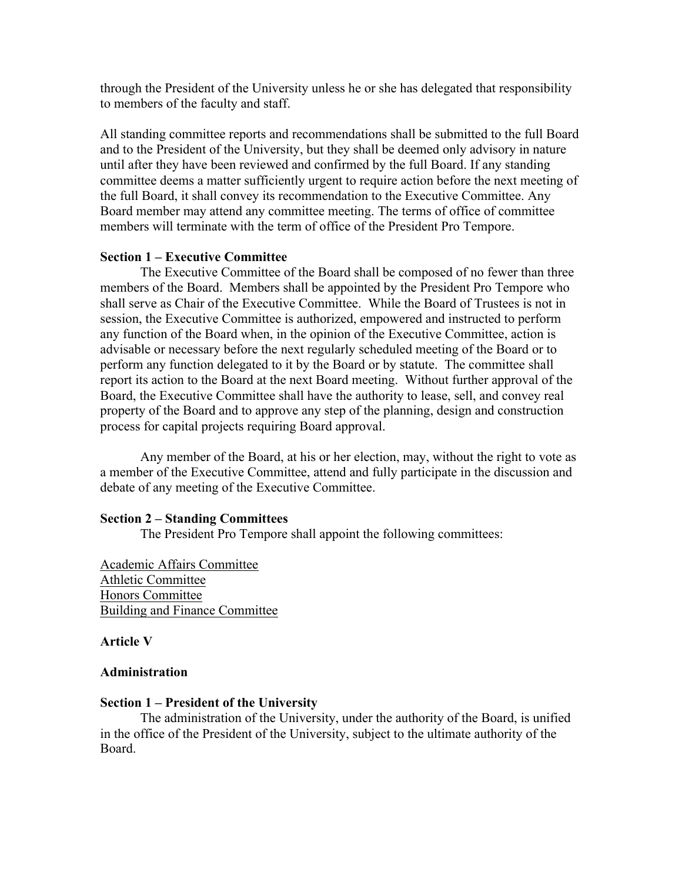through the President of the University unless he or she has delegated that responsibility to members of the faculty and staff.

All standing committee reports and recommendations shall be submitted to the full Board and to the President of the University, but they shall be deemed only advisory in nature until after they have been reviewed and confirmed by the full Board. If any standing committee deems a matter sufficiently urgent to require action before the next meeting of the full Board, it shall convey its recommendation to the Executive Committee. Any Board member may attend any committee meeting. The terms of office of committee members will terminate with the term of office of the President Pro Tempore.

**Section 1 – Executive Committee**

The Executive Committee of the Board shall be composed of no fewer than three members of the Board. Members shall be appointed by the President Pro Tempore who shall serve as Chair of the Executive Committee. While the Board of Trustees is not in session, the Executive Committee is authorized, empowered and instructed to perform any function of the Board when, in the opinion of the Executive Committee, action is advisable or necessary before the next regularly scheduled meeting of the Board or to perform any function delegated to it by the Board or by statute. The committee shall report its action to the Board at the next Board meeting. Without further approval of the Board, the Executive Committee shall have the authority to lease, sell, and convey real property of the Board and to approve any step of the planning, design and construction process for capital projects requiring Board approval.

Any member of the Board, at his or her election, may, without the right to vote as a member of the Executive Committee, attend and fully participate in the discussion and debate of any meeting of the Executive Committee.

**Section 2 – Standing Committees**

The President Pro Tempore shall appoint the following committees:

Academic Affairs Committee
Athletic Committee
Honors Committee
Building and Finance Committee

**Article V**

**Administration**

**Section 1 – President of the University**

The administration of the University, under the authority of the Board, is unified in the office of the President of the University, subject to the ultimate authority of the Board.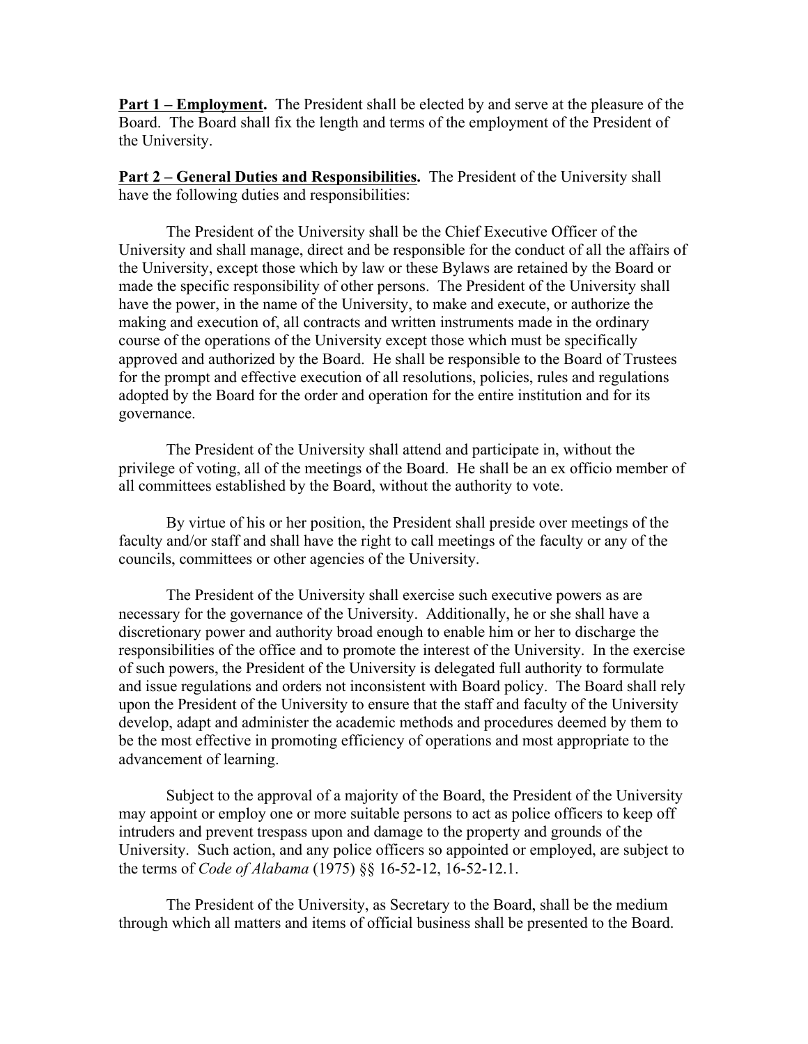**Part 1 – Employment.** The President shall be elected by and serve at the pleasure of the Board. The Board shall fix the length and terms of the employment of the President of the University.

**Part 2 – General Duties and Responsibilities.** The President of the University shall have the following duties and responsibilities:

The President of the University shall be the Chief Executive Officer of the University and shall manage, direct and be responsible for the conduct of all the affairs of the University, except those which by law or these Bylaws are retained by the Board or made the specific responsibility of other persons. The President of the University shall have the power, in the name of the University, to make and execute, or authorize the making and execution of, all contracts and written instruments made in the ordinary course of the operations of the University except those which must be specifically approved and authorized by the Board. He shall be responsible to the Board of Trustees for the prompt and effective execution of all resolutions, policies, rules and regulations adopted by the Board for the order and operation for the entire institution and for its governance.

The President of the University shall attend and participate in, without the privilege of voting, all of the meetings of the Board. He shall be an ex officio member of all committees established by the Board, without the authority to vote.

By virtue of his or her position, the President shall preside over meetings of the faculty and/or staff and shall have the right to call meetings of the faculty or any of the councils, committees or other agencies of the University.

The President of the University shall exercise such executive powers as are necessary for the governance of the University. Additionally, he or she shall have a discretionary power and authority broad enough to enable him or her to discharge the responsibilities of the office and to promote the interest of the University. In the exercise of such powers, the President of the University is delegated full authority to formulate and issue regulations and orders not inconsistent with Board policy. The Board shall rely upon the President of the University to ensure that the staff and faculty of the University develop, adapt and administer the academic methods and procedures deemed by them to be the most effective in promoting efficiency of operations and most appropriate to the advancement of learning.

Subject to the approval of a majority of the Board, the President of the University may appoint or employ one or more suitable persons to act as police officers to keep off intruders and prevent trespass upon and damage to the property and grounds of the University. Such action, and any police officers so appointed or employed, are subject to the terms of *Code of Alabama* (1975) §§ 16-52-12, 16-52-12.1.

The President of the University, as Secretary to the Board, shall be the medium through which all matters and items of official business shall be presented to the Board.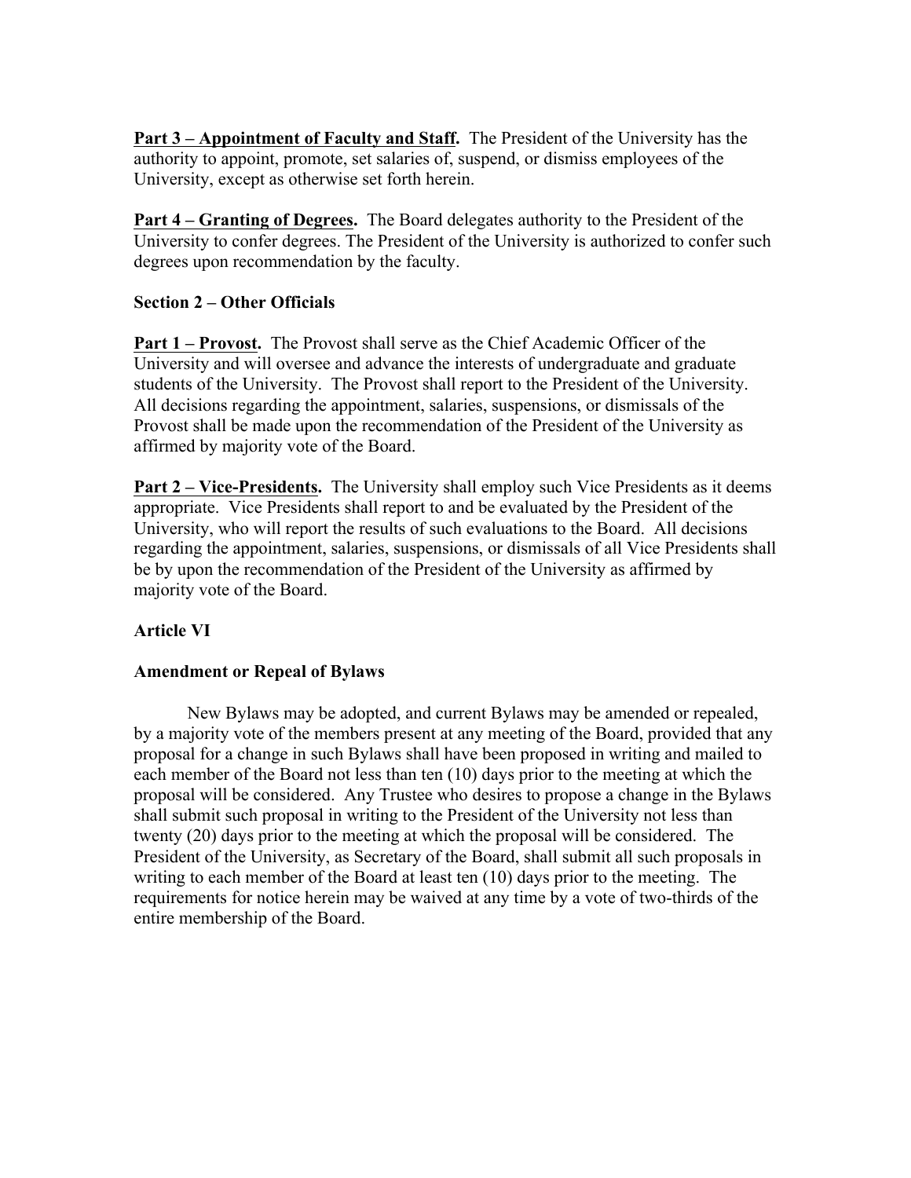**<u>Part 3 – Appointment of Faculty and Staff.</u>** The President of the University has the authority to appoint, promote, set salaries of, suspend, or dismiss employees of the University, except as otherwise set forth herein.

**<u>Part 4 – Granting of Degrees</u>.** The Board delegates authority to the President of the University to confer degrees. The President of the University is authorized to confer such degrees upon recommendation by the faculty.

**Section 2 – Other Officials**

**<u>Part 1 – Provost</u>.** The Provost shall serve as the Chief Academic Officer of the University and will oversee and advance the interests of undergraduate and graduate students of the University. The Provost shall report to the President of the University. All decisions regarding the appointment, salaries, suspensions, or dismissals of the Provost shall be made upon the recommendation of the President of the University as affirmed by majority vote of the Board.

**<u>Part 2 – Vice-Presidents</u>.** The University shall employ such Vice Presidents as it deems appropriate. Vice Presidents shall report to and be evaluated by the President of the University, who will report the results of such evaluations to the Board. All decisions regarding the appointment, salaries, suspensions, or dismissals of all Vice Presidents shall be by upon the recommendation of the President of the University as affirmed by majority vote of the Board.

## Article VI

## Amendment or Repeal of Bylaws

New Bylaws may be adopted, and current Bylaws may be amended or repealed, by a majority vote of the members present at any meeting of the Board, provided that any proposal for a change in such Bylaws shall have been proposed in writing and mailed to each member of the Board not less than ten (10) days prior to the meeting at which the proposal will be considered. Any Trustee who desires to propose a change in the Bylaws shall submit such proposal in writing to the President of the University not less than twenty (20) days prior to the meeting at which the proposal will be considered. The President of the University, as Secretary of the Board, shall submit all such proposals in writing to each member of the Board at least ten (10) days prior to the meeting. The requirements for notice herein may be waived at any time by a vote of two-thirds of the entire membership of the Board.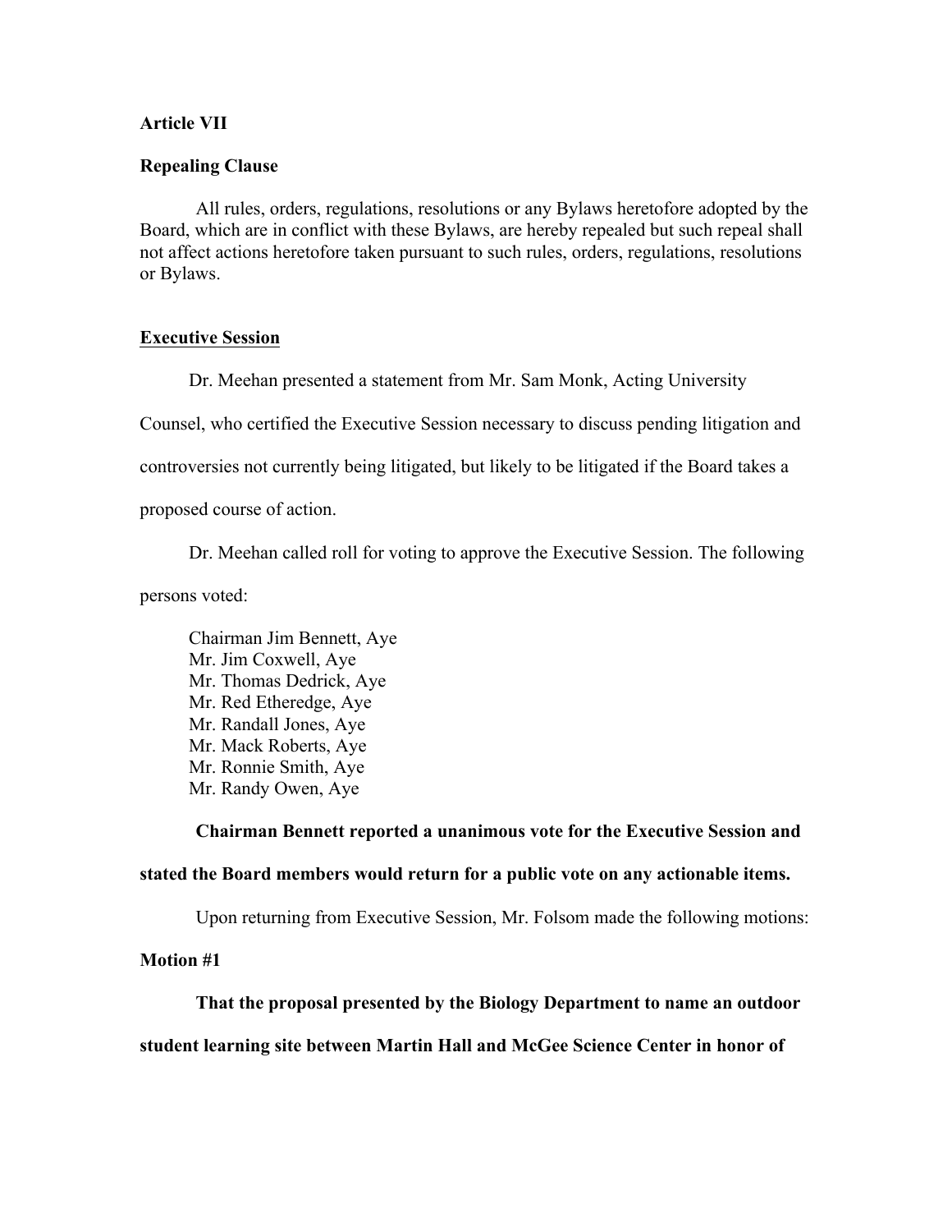**Article VII**

**Repealing Clause**

All rules, orders, regulations, resolutions or any Bylaws heretofore adopted by the Board, which are in conflict with these Bylaws, are hereby repealed but such repeal shall not affect actions heretofore taken pursuant to such rules, orders, regulations, resolutions or Bylaws.

<u>**Executive Session**</u>

Dr. Meehan presented a statement from Mr. Sam Monk, Acting University Counsel, who certified the Executive Session necessary to discuss pending litigation and controversies not currently being litigated, but likely to be litigated if the Board takes a proposed course of action.

Dr. Meehan called roll for voting to approve the Executive Session. The following persons voted:

Chairman Jim Bennett, Aye
Mr. Jim Coxwell, Aye
Mr. Thomas Dedrick, Aye
Mr. Red Etheredge, Aye
Mr. Randall Jones, Aye
Mr. Mack Roberts, Aye
Mr. Ronnie Smith, Aye
Mr. Randy Owen, Aye

**Chairman Bennett reported a unanimous vote for the Executive Session and stated the Board members would return for a public vote on any actionable items.**

Upon returning from Executive Session, Mr. Folsom made the following motions:

**Motion #1**

**That the proposal presented by the Biology Department to name an outdoor student learning site between Martin Hall and McGee Science Center in honor of**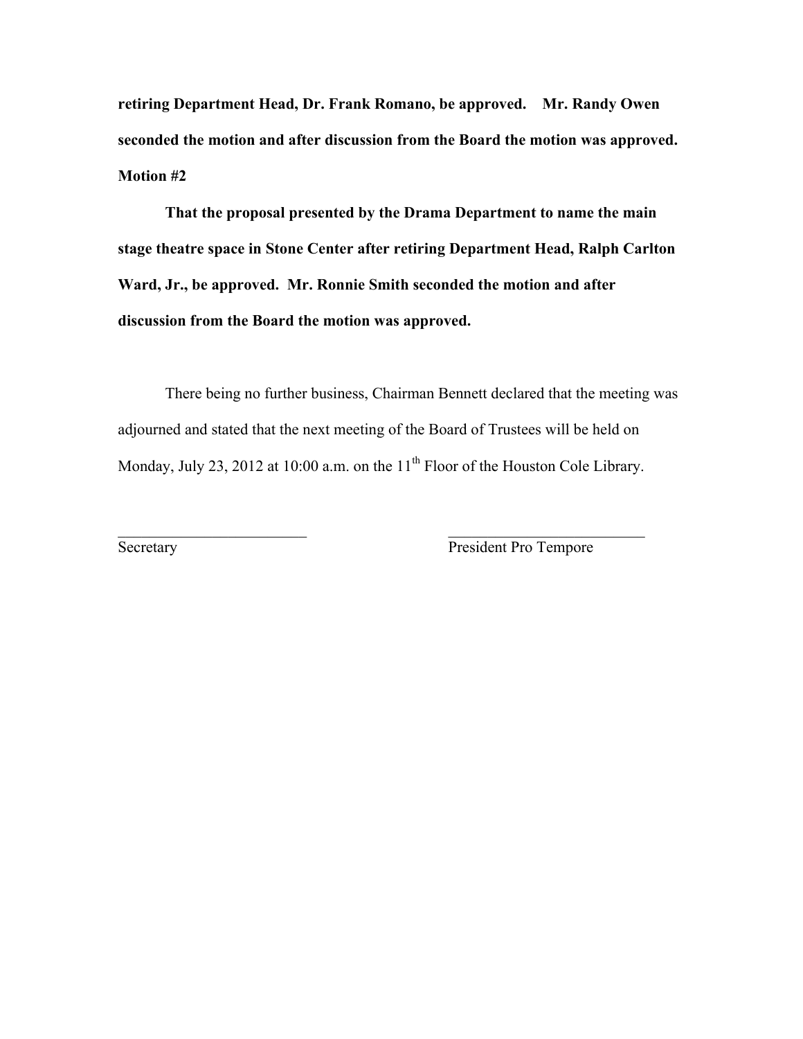**retiring Department Head, Dr. Frank Romano, be approved. Mr. Randy Owen seconded the motion and after discussion from the Board the motion was approved.**

**Motion #2**

**That the proposal presented by the Drama Department to name the main stage theatre space in Stone Center after retiring Department Head, Ralph Carlton Ward, Jr., be approved. Mr. Ronnie Smith seconded the motion and after discussion from the Board the motion was approved.**

There being no further business, Chairman Bennett declared that the meeting was adjourned and stated that the next meeting of the Board of Trustees will be held on Monday, July 23, 2012 at 10:00 a.m. on the 11th Floor of the Houston Cole Library.

_________________________ _________________________

Secretary President Pro Tempore